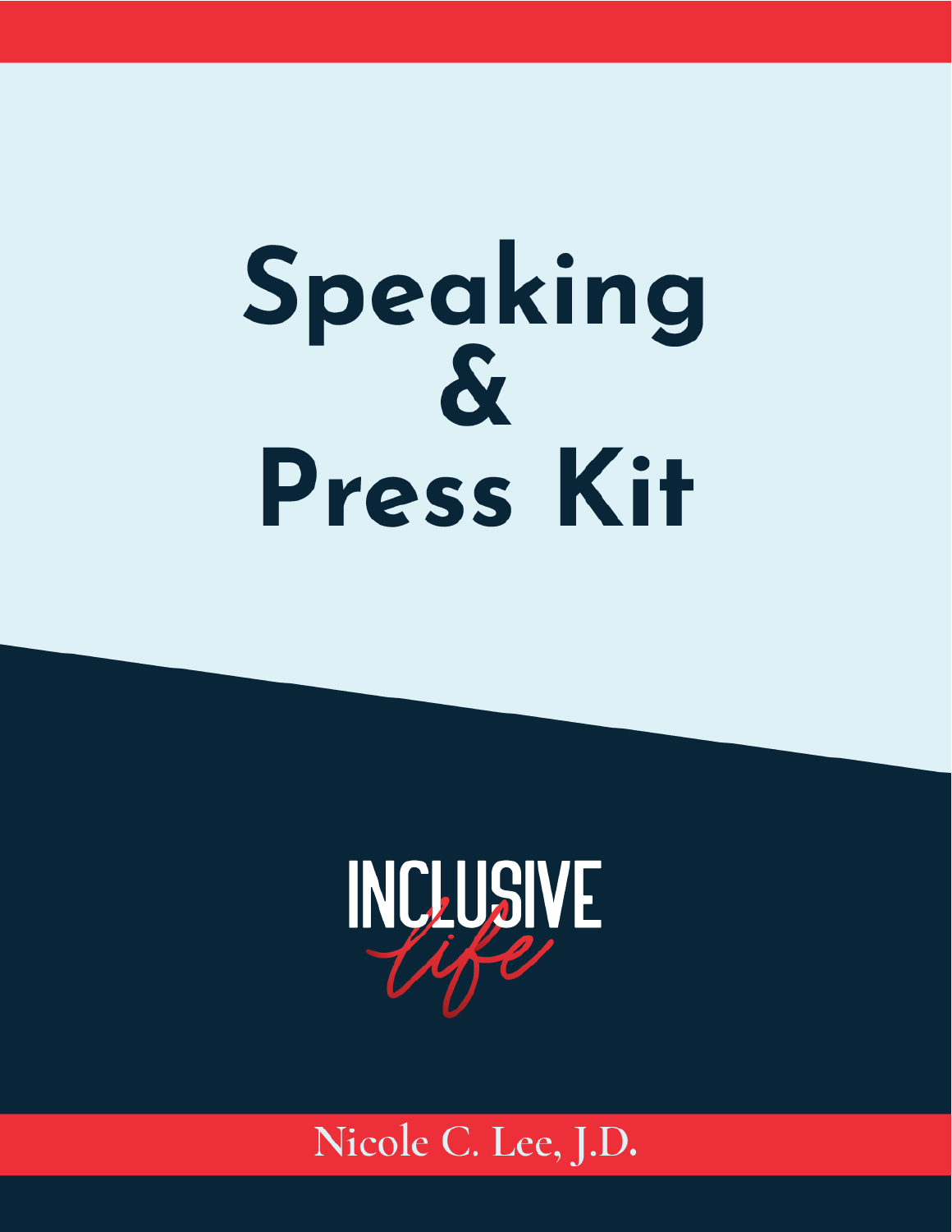# Speaking & Press Kit

INCLUSIVE *life*

Nicole C. Lee, J.D.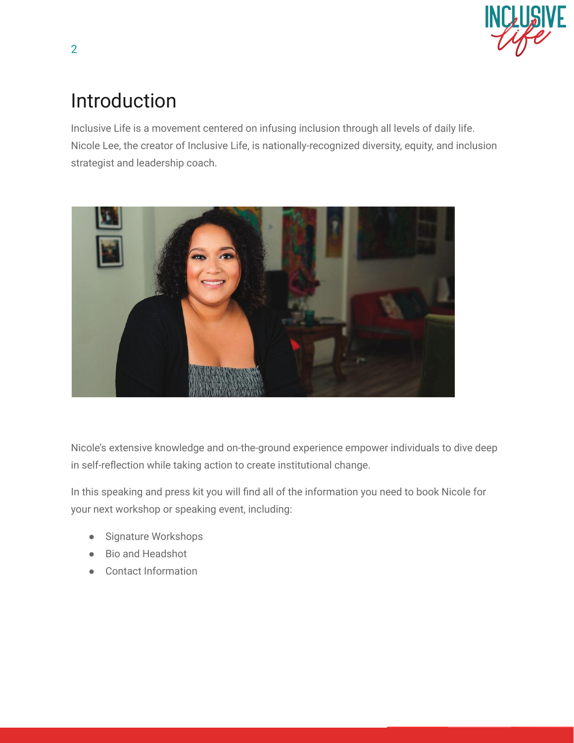# Introduction

Inclusive Life is a movement centered on infusing inclusion through all levels of daily life. Nicole Lee, the creator of Inclusive Life, is nationally-recognized diversity, equity, and inclusion strategist and leadership coach.

Nicole's extensive knowledge and on-the-ground experience empower individuals to dive deep in self-reflection while taking action to create institutional change.

In this speaking and press kit you will find all of the information you need to book Nicole for your next workshop or speaking event, including:

- Signature Workshops
- Bio and Headshot
- Contact Information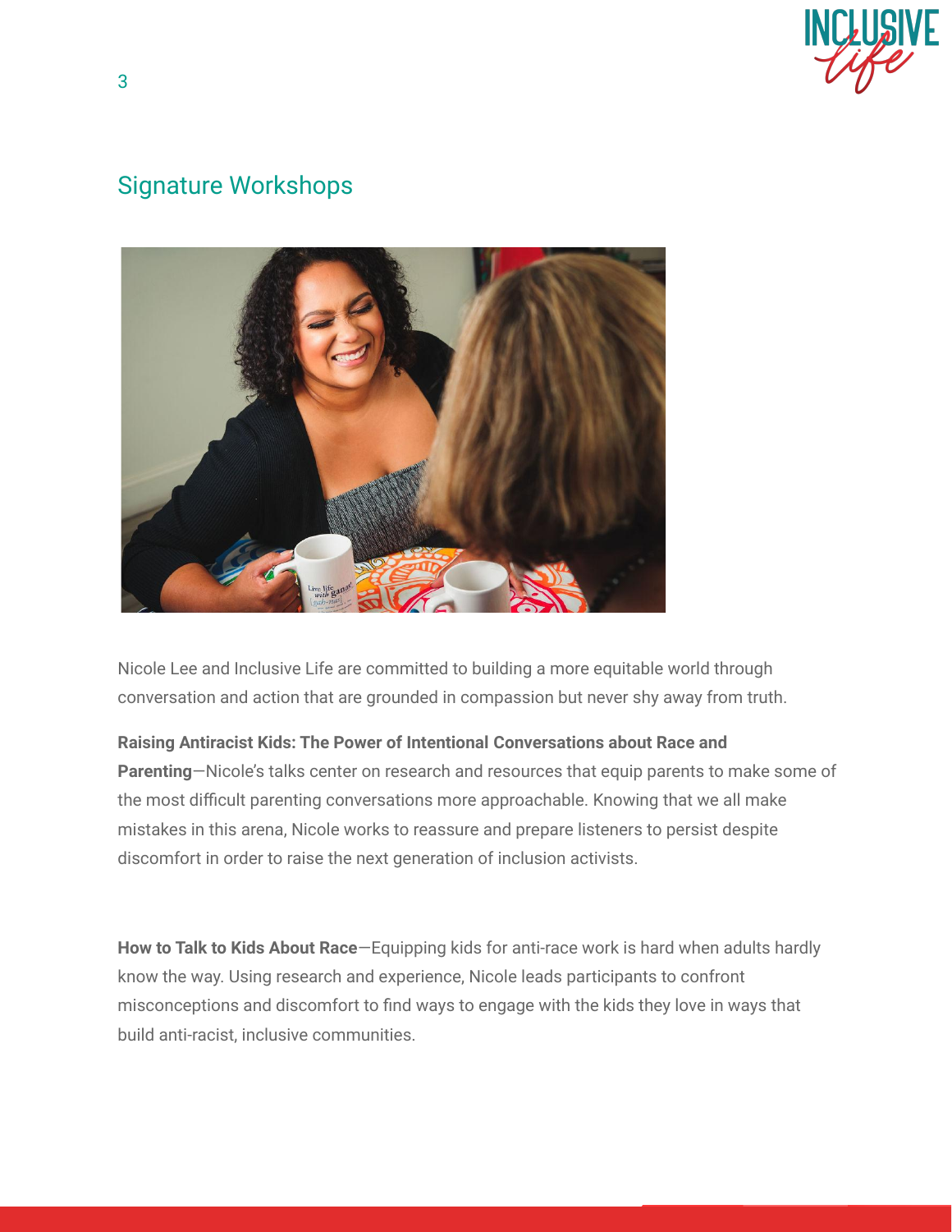## Signature Workshops

Nicole Lee and Inclusive Life are committed to building a more equitable world through conversation and action that are grounded in compassion but never shy away from truth.

**Raising Antiracist Kids: The Power of Intentional Conversations about Race and Parenting**—Nicole's talks center on research and resources that equip parents to make some of the most difficult parenting conversations more approachable. Knowing that we all make mistakes in this arena, Nicole works to reassure and prepare listeners to persist despite discomfort in order to raise the next generation of inclusion activists.

**How to Talk to Kids About Race**—Equipping kids for anti-race work is hard when adults hardly know the way. Using research and experience, Nicole leads participants to confront misconceptions and discomfort to find ways to engage with the kids they love in ways that build anti-racist, inclusive communities.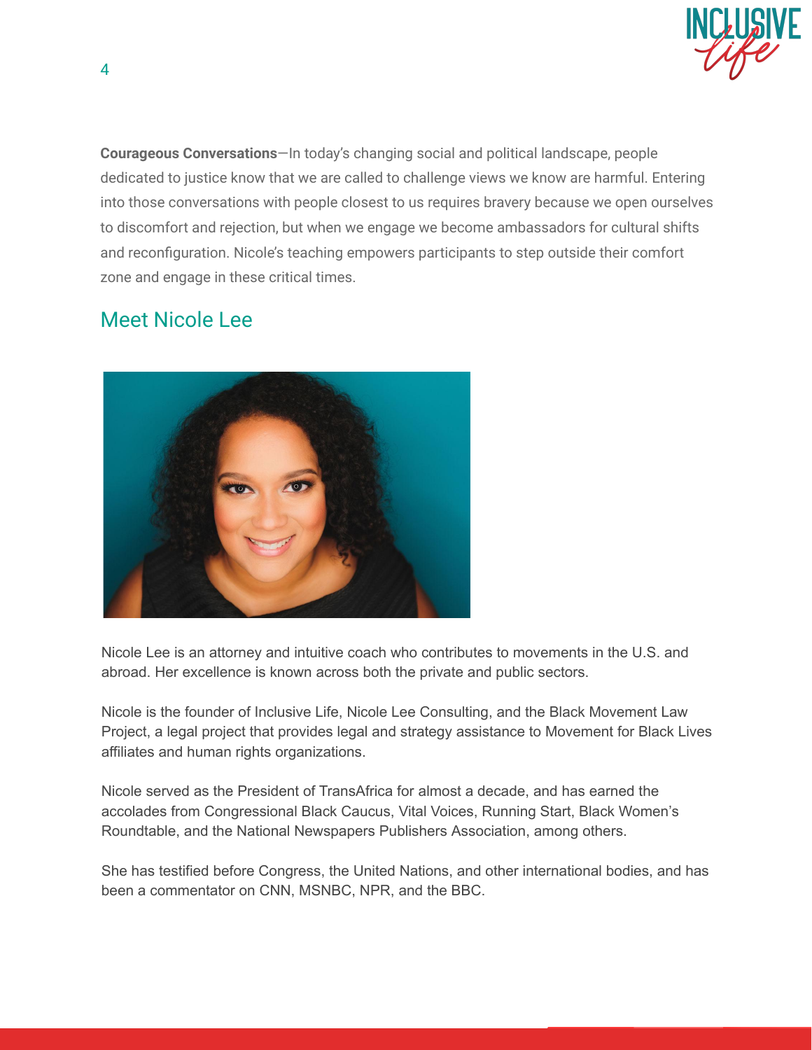**Courageous Conversations**—In today's changing social and political landscape, people dedicated to justice know that we are called to challenge views we know are harmful. Entering into those conversations with people closest to us requires bravery because we open ourselves to discomfort and rejection, but when we engage we become ambassadors for cultural shifts and reconfiguration. Nicole's teaching empowers participants to step outside their comfort zone and engage in these critical times.

## Meet Nicole Lee

Nicole Lee is an attorney and intuitive coach who contributes to movements in the U.S. and abroad. Her excellence is known across both the private and public sectors.

Nicole is the founder of Inclusive Life, Nicole Lee Consulting, and the Black Movement Law Project, a legal project that provides legal and strategy assistance to Movement for Black Lives affiliates and human rights organizations.

Nicole served as the President of TransAfrica for almost a decade, and has earned the accolades from Congressional Black Caucus, Vital Voices, Running Start, Black Women's Roundtable, and the National Newspapers Publishers Association, among others.

She has testified before Congress, the United Nations, and other international bodies, and has been a commentator on CNN, MSNBC, NPR, and the BBC.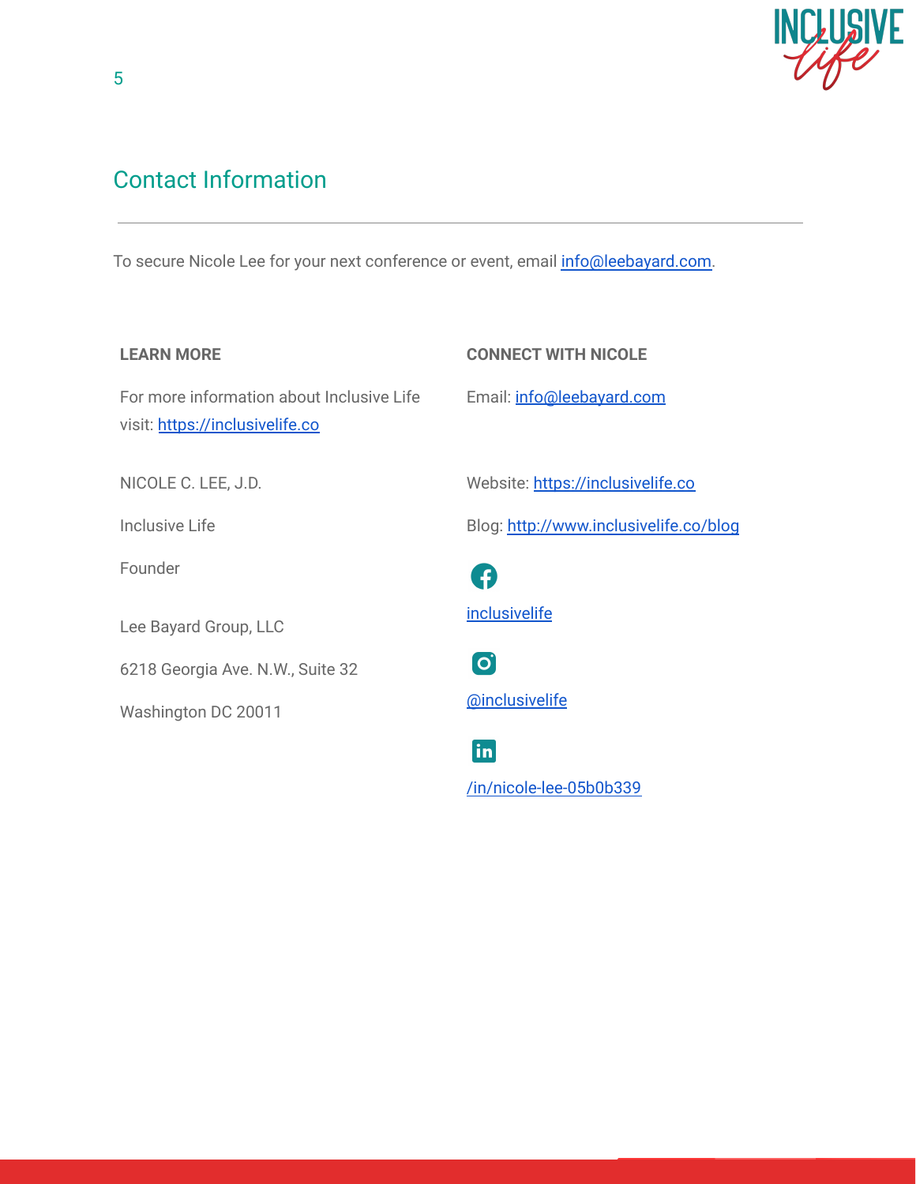## Contact Information

---

To secure Nicole Lee for your next conference or event, email info@leebayard.com.

**LEARN MORE**

For more information about Inclusive Life visit: https://inclusivelife.co

NICOLE C. LEE, J.D.

Inclusive Life

Founder

Lee Bayard Group, LLC

6218 Georgia Ave. N.W., Suite 32

Washington DC 20011

**CONNECT WITH NICOLE**

Email: info@leebayard.com

Website: https://inclusivelife.co

Blog: http://www.inclusivelife.co/blog

inclusivelife

@inclusivelife

/in/nicole-lee-05b0b339